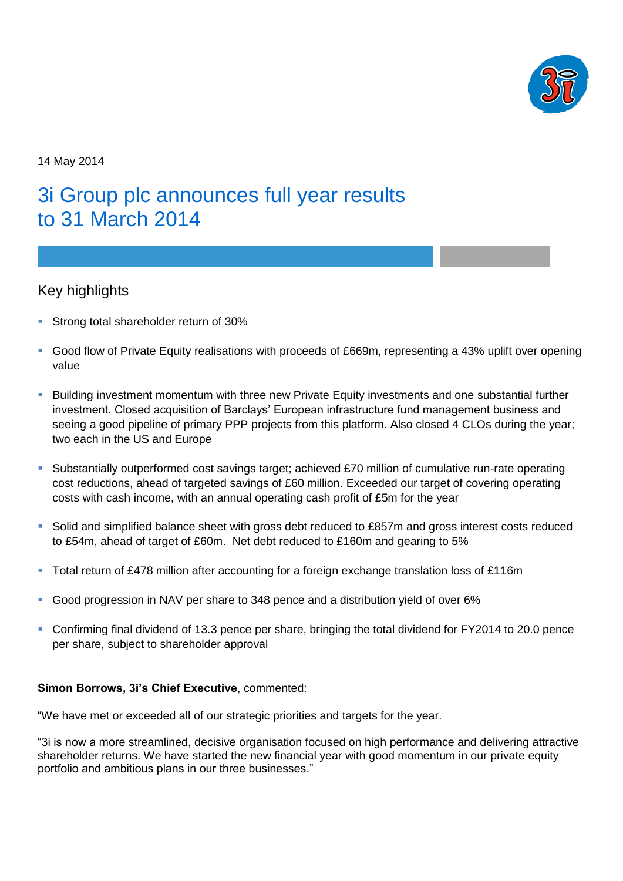14 May 2014

# 3i Group plc announces full year results to 31 March 2014

## Key highlights

- Strong total shareholder return of 30%
- Good flow of Private Equity realisations with proceeds of £669m, representing a 43% uplift over opening value
- Building investment momentum with three new Private Equity investments and one substantial further investment. Closed acquisition of Barclays' European infrastructure fund management business and seeing a good pipeline of primary PPP projects from this platform. Also closed 4 CLOs during the year; two each in the US and Europe
- Substantially outperformed cost savings target; achieved £70 million of cumulative run-rate operating cost reductions, ahead of targeted savings of £60 million. Exceeded our target of covering operating costs with cash income, with an annual operating cash profit of £5m for the year
- Solid and simplified balance sheet with gross debt reduced to £857m and gross interest costs reduced to £54m, ahead of target of £60m. Net debt reduced to £160m and gearing to 5%
- Total return of £478 million after accounting for a foreign exchange translation loss of £116m
- Good progression in NAV per share to 348 pence and a distribution yield of over 6%
- Confirming final dividend of 13.3 pence per share, bringing the total dividend for FY2014 to 20.0 pence per share, subject to shareholder approval

**Simon Borrows, 3i's Chief Executive**, commented:

"We have met or exceeded all of our strategic priorities and targets for the year.

"3i is now a more streamlined, decisive organisation focused on high performance and delivering attractive shareholder returns. We have started the new financial year with good momentum in our private equity portfolio and ambitious plans in our three businesses."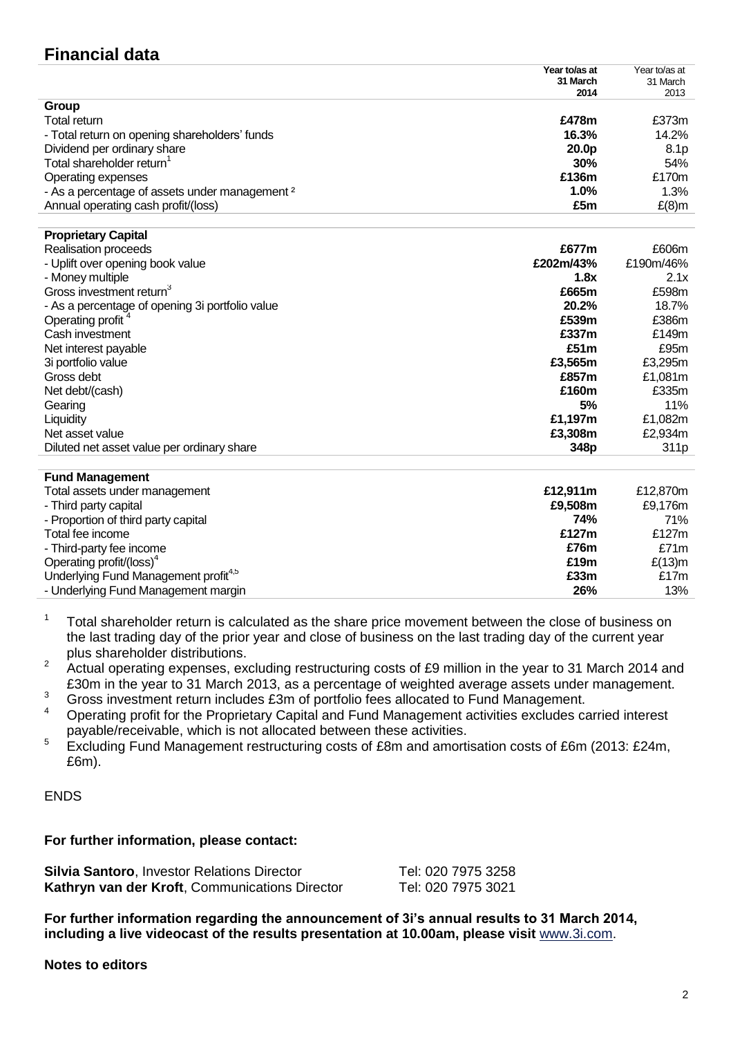## Financial data

| | Year to/as at 31 March 2014 | Year to/as at 31 March 2013 |
|---|---|---|
| **Group** | | |
| Total return | **£478m** | £373m |
| - Total return on opening shareholders' funds | **16.3%** | 14.2% |
| Dividend per ordinary share | **20.0p** | 8.1p |
| Total shareholder return[1] | **30%** | 54% |
| Operating expenses | **£136m** | £170m |
| - As a percentage of assets under management [2] | **1.0%** | 1.3% |
| Annual operating cash profit/(loss) | **£5m** | £(8)m |
| **Proprietary Capital** | | |
| Realisation proceeds | **£677m** | £606m |
| - Uplift over opening book value | **£202m/43%** | £190m/46% |
| - Money multiple | **1.8x** | 2.1x |
| Gross investment return[3] | **£665m** | £598m |
| - As a percentage of opening 3i portfolio value | **20.2%** | 18.7% |
| Operating profit [4] | **£539m** | £386m |
| Cash investment | **£337m** | £149m |
| Net interest payable | **£51m** | £95m |
| 3i portfolio value | **£3,565m** | £3,295m |
| Gross debt | **£857m** | £1,081m |
| Net debt/(cash) | **£160m** | £335m |
| Gearing | **5%** | 11% |
| Liquidity | **£1,197m** | £1,082m |
| Net asset value | **£3,308m** | £2,934m |
| Diluted net asset value per ordinary share | **348p** | 311p |
| **Fund Management** | | |
| Total assets under management | **£12,911m** | £12,870m |
| - Third party capital | **£9,508m** | £9,176m |
| - Proportion of third party capital | **74%** | 71% |
| Total fee income | **£127m** | £127m |
| - Third-party fee income | **£76m** | £71m |
| Operating profit/(loss)[4] | **£19m** | £(13)m |
| Underlying Fund Management profit[4,5] | **£33m** | £17m |
| - Underlying Fund Management margin | **26%** | 13% |

1. Total shareholder return is calculated as the share price movement between the close of business on the last trading day of the prior year and close of business on the last trading day of the current year plus shareholder distributions.
2. Actual operating expenses, excluding restructuring costs of £9 million in the year to 31 March 2014 and £30m in the year to 31 March 2013, as a percentage of weighted average assets under management.
3. Gross investment return includes £3m of portfolio fees allocated to Fund Management.
4. Operating profit for the Proprietary Capital and Fund Management activities excludes carried interest payable/receivable, which is not allocated between these activities.
5. Excluding Fund Management restructuring costs of £8m and amortisation costs of £6m (2013: £24m, £6m).

ENDS

**For further information, please contact:**

| | |
|---|---|
| **Silvia Santoro**, Investor Relations Director | Tel: 020 7975 3258 |
| **Kathryn van der Kroft**, Communications Director | Tel: 020 7975 3021 |

**For further information regarding the announcement of 3i's annual results to 31 March 2014, including a live videocast of the results presentation at 10.00am, please visit** www.3i.com.

**Notes to editors**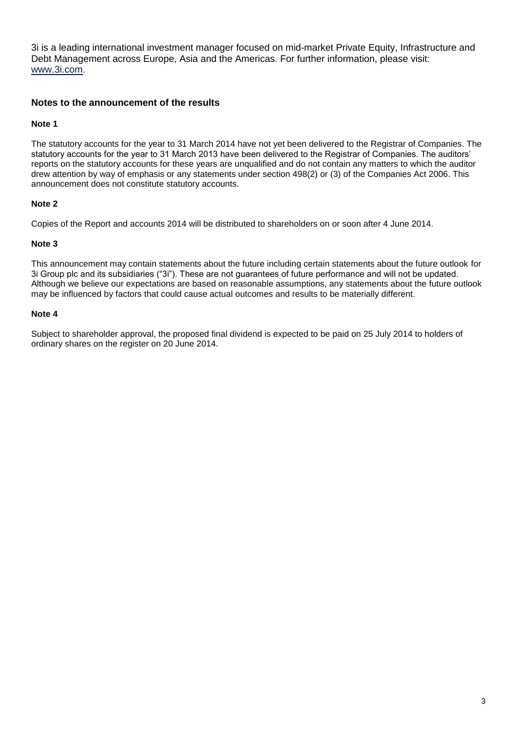3i is a leading international investment manager focused on mid-market Private Equity, Infrastructure and Debt Management across Europe, Asia and the Americas. For further information, please visit: [www.3i.com](http://www.3i.com).

## Notes to the announcement of the results

**Note 1**

The statutory accounts for the year to 31 March 2014 have not yet been delivered to the Registrar of Companies. The statutory accounts for the year to 31 March 2013 have been delivered to the Registrar of Companies. The auditors' reports on the statutory accounts for these years are unqualified and do not contain any matters to which the auditor drew attention by way of emphasis or any statements under section 498(2) or (3) of the Companies Act 2006. This announcement does not constitute statutory accounts.

**Note 2**

Copies of the Report and accounts 2014 will be distributed to shareholders on or soon after 4 June 2014.

**Note 3**

This announcement may contain statements about the future including certain statements about the future outlook for 3i Group plc and its subsidiaries ("3i"). These are not guarantees of future performance and will not be updated. Although we believe our expectations are based on reasonable assumptions, any statements about the future outlook may be influenced by factors that could cause actual outcomes and results to be materially different.

**Note 4**

Subject to shareholder approval, the proposed final dividend is expected to be paid on 25 July 2014 to holders of ordinary shares on the register on 20 June 2014.